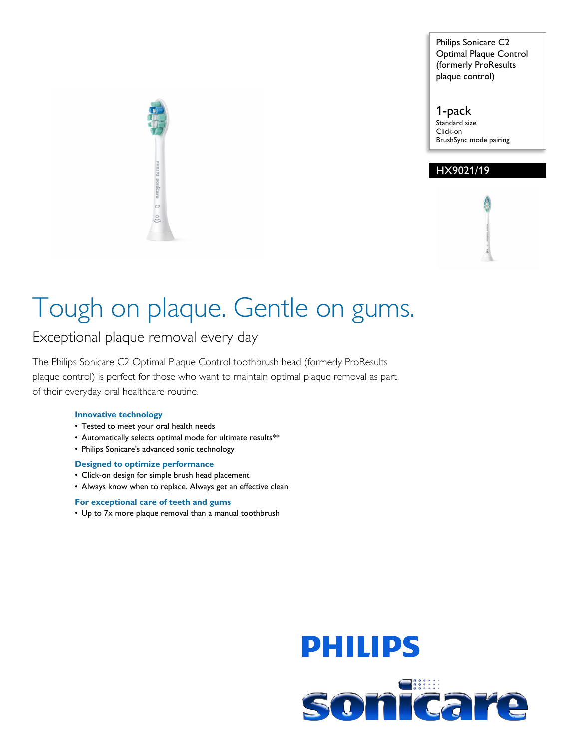Philips Sonicare C2 Optimal Plaque Control (formerly ProResults plaque control)

1-pack
Standard size
Click-on
BrushSync mode pairing

HX9021/19

# Tough on plaque. Gentle on gums.

## Exceptional plaque removal every day

The Philips Sonicare C2 Optimal Plaque Control toothbrush head (formerly ProResults plaque control) is perfect for those who want to maintain optimal plaque removal as part of their everyday oral healthcare routine.

### Innovative technology

- Tested to meet your oral health needs
- Automatically selects optimal mode for ultimate results**
- Philips Sonicare's advanced sonic technology

### Designed to optimize performance

- Click-on design for simple brush head placement
- Always know when to replace. Always get an effective clean.

### For exceptional care of teeth and gums

- Up to 7x more plaque removal than a manual toothbrush

PHILIPS

sonicare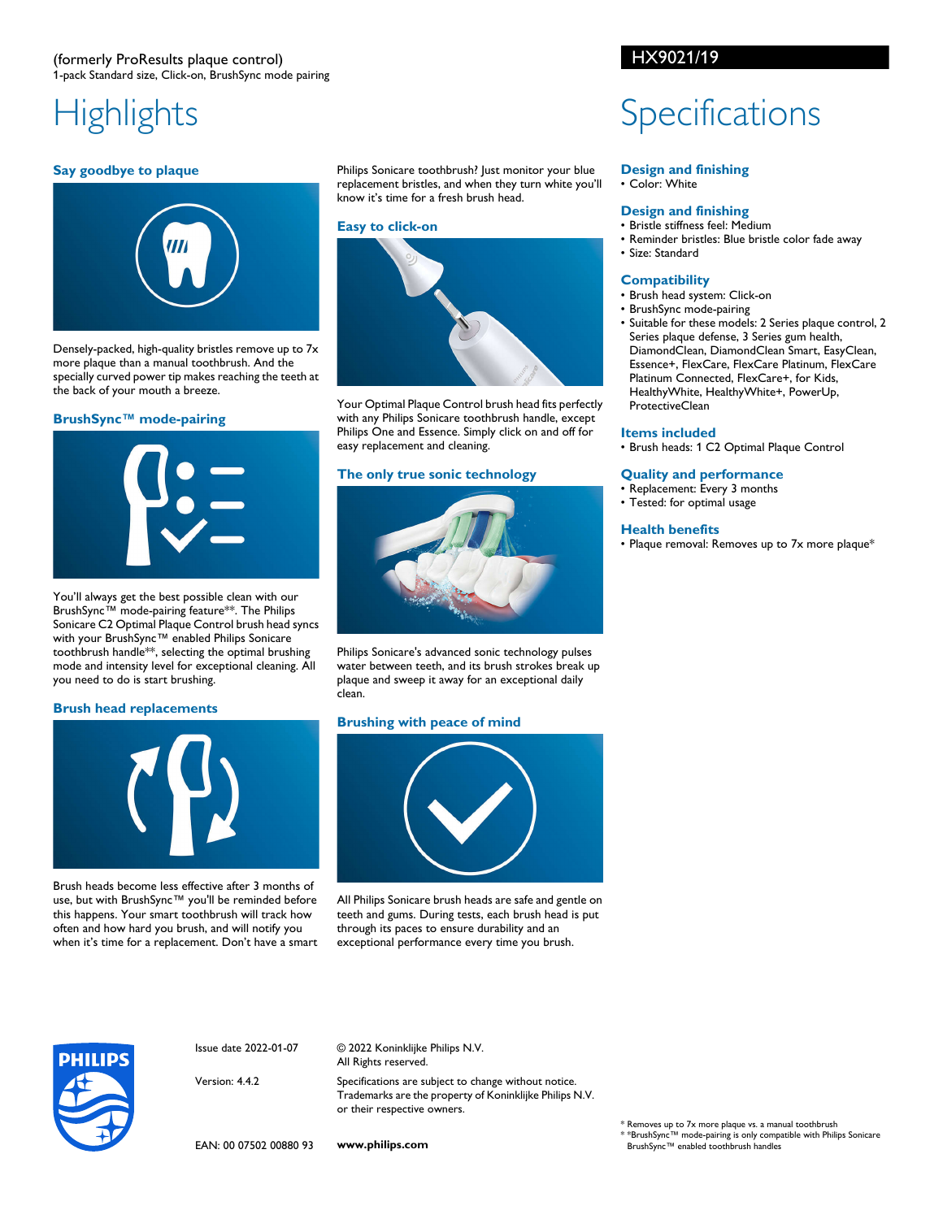(formerly ProResults plaque control)
1-pack Standard size, Click-on, BrushSync mode pairing

HX9021/19

# Highlights

### Say goodbye to plaque

Densely-packed, high-quality bristles remove up to 7x more plaque than a manual toothbrush. And the specially curved power tip makes reaching the teeth at the back of your mouth a breeze.

### BrushSync™ mode-pairing

You'll always get the best possible clean with our BrushSync™ mode-pairing feature**. The Philips Sonicare C2 Optimal Plaque Control brush head syncs with your BrushSync™ enabled Philips Sonicare toothbrush handle**, selecting the optimal brushing mode and intensity level for exceptional cleaning. All you need to do is start brushing.

### Brush head replacements

Brush heads become less effective after 3 months of use, but with BrushSync™ you'll be reminded before this happens. Your smart toothbrush will track how often and how hard you brush, and will notify you when it's time for a replacement. Don't have a smart Philips Sonicare toothbrush? Just monitor your blue replacement bristles, and when they turn white you'll know it's time for a fresh brush head.

### Easy to click-on

Your Optimal Plaque Control brush head fits perfectly with any Philips Sonicare toothbrush handle, except Philips One and Essence. Simply click on and off for easy replacement and cleaning.

### The only true sonic technology

Philips Sonicare's advanced sonic technology pulses water between teeth, and its brush strokes break up plaque and sweep it away for an exceptional daily clean.

### Brushing with peace of mind

All Philips Sonicare brush heads are safe and gentle on teeth and gums. During tests, each brush head is put through its paces to ensure durability and an exceptional performance every time you brush.

# Specifications

### Design and finishing
- Color: White

### Design and finishing
- Bristle stiffness feel: Medium
- Reminder bristles: Blue bristle color fade away
- Size: Standard

### Compatibility
- Brush head system: Click-on
- BrushSync mode-pairing
- Suitable for these models: 2 Series plaque control, 2 Series plaque defense, 3 Series gum health, DiamondClean, DiamondClean Smart, EasyClean, Essence+, FlexCare, FlexCare Platinum, FlexCare Platinum Connected, FlexCare+, for Kids, HealthyWhite, HealthyWhite+, PowerUp, ProtectiveClean

### Items included
- Brush heads: 1 C2 Optimal Plaque Control

### Quality and performance
- Replacement: Every 3 months
- Tested: for optimal usage

### Health benefits
- Plaque removal: Removes up to 7x more plaque*

Issue date 2022-01-07

Version: 4.4.2

EAN: 00 07502 00880 93

© 2022 Koninklijke Philips N.V.
All Rights reserved.

Specifications are subject to change without notice. Trademarks are the property of Koninklijke Philips N.V. or their respective owners.

www.philips.com

\* Removes up to 7x more plaque vs. a manual toothbrush
\* *BrushSync™ mode-pairing is only compatible with Philips Sonicare BrushSync™ enabled toothbrush handles